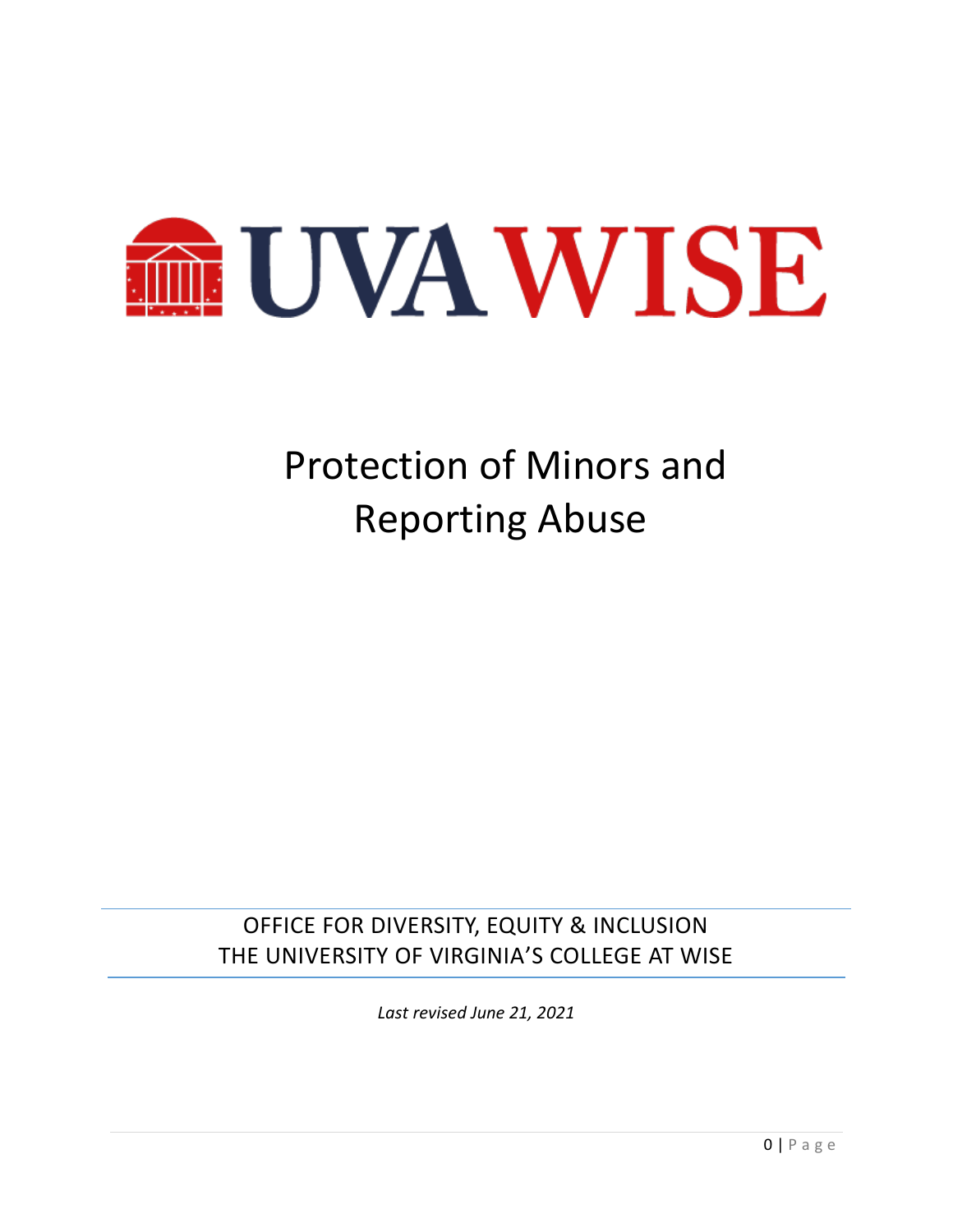UVA WISE

# Protection of Minors and Reporting Abuse

OFFICE FOR DIVERSITY, EQUITY & INCLUSION
THE UNIVERSITY OF VIRGINIA'S COLLEGE AT WISE

*Last revised June 21, 2021*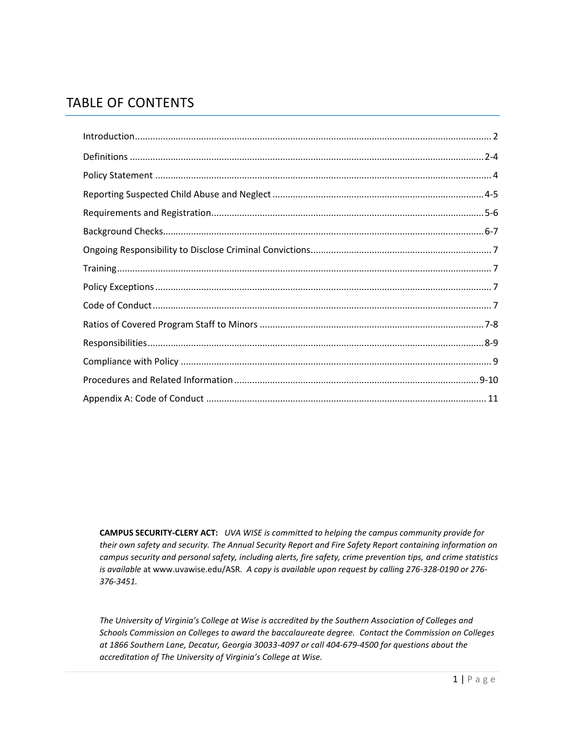# TABLE OF CONTENTS

| Section | Page |
| --- | --- |
| Introduction | 2 |
| Definitions | 2-4 |
| Policy Statement | 4 |
| Reporting Suspected Child Abuse and Neglect | 4-5 |
| Requirements and Registration | 5-6 |
| Background Checks | 6-7 |
| Ongoing Responsibility to Disclose Criminal Convictions | 7 |
| Training | 7 |
| Policy Exceptions | 7 |
| Code of Conduct | 7 |
| Ratios of Covered Program Staff to Minors | 7-8 |
| Responsibilities | 8-9 |
| Compliance with Policy | 9 |
| Procedures and Related Information | 9-10 |
| Appendix A: Code of Conduct | 11 |

**CAMPUS SECURITY-CLERY ACT:** *UVA WISE is committed to helping the campus community provide for their own safety and security. The Annual Security Report and Fire Safety Report containing information on campus security and personal safety, including alerts, fire safety, crime prevention tips, and crime statistics is available* at www.uvawise.edu/ASR*. A copy is available upon request by calling 276-328-0190 or 276-376-3451.*

*The University of Virginia's College at Wise is accredited by the Southern Association of Colleges and Schools Commission on Colleges to award the baccalaureate degree. Contact the Commission on Colleges at 1866 Southern Lane, Decatur, Georgia 30033-4097 or call 404-679-4500 for questions about the accreditation of The University of Virginia's College at Wise.*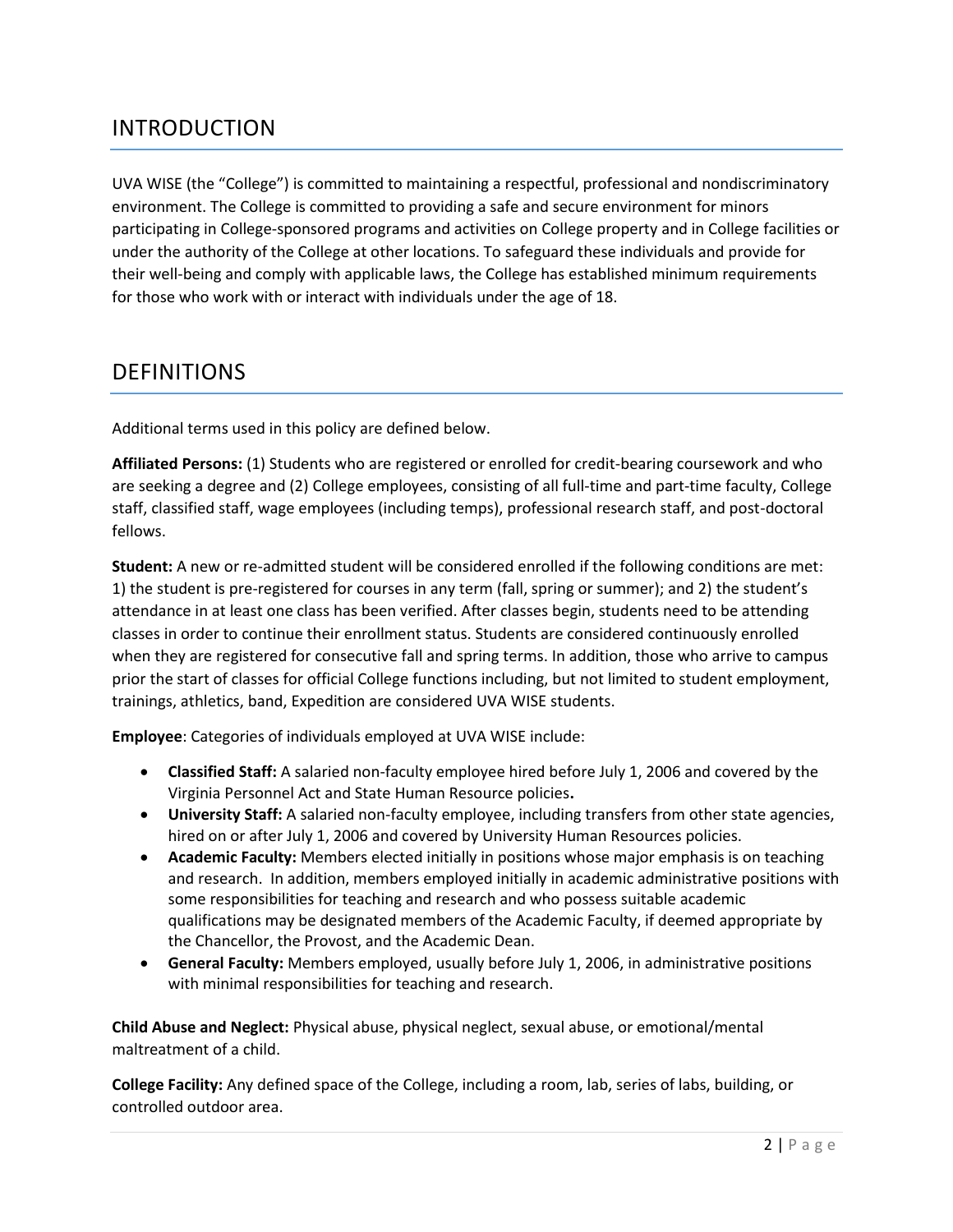## INTRODUCTION

UVA WISE (the "College") is committed to maintaining a respectful, professional and nondiscriminatory environment. The College is committed to providing a safe and secure environment for minors participating in College-sponsored programs and activities on College property and in College facilities or under the authority of the College at other locations. To safeguard these individuals and provide for their well-being and comply with applicable laws, the College has established minimum requirements for those who work with or interact with individuals under the age of 18.

## DEFINITIONS

Additional terms used in this policy are defined below.

**Affiliated Persons:** (1) Students who are registered or enrolled for credit-bearing coursework and who are seeking a degree and (2) College employees, consisting of all full-time and part-time faculty, College staff, classified staff, wage employees (including temps), professional research staff, and post-doctoral fellows.

**Student:** A new or re-admitted student will be considered enrolled if the following conditions are met: 1) the student is pre-registered for courses in any term (fall, spring or summer); and 2) the student's attendance in at least one class has been verified. After classes begin, students need to be attending classes in order to continue their enrollment status. Students are considered continuously enrolled when they are registered for consecutive fall and spring terms. In addition, those who arrive to campus prior the start of classes for official College functions including, but not limited to student employment, trainings, athletics, band, Expedition are considered UVA WISE students.

**Employee**: Categories of individuals employed at UVA WISE include:

- **Classified Staff:** A salaried non-faculty employee hired before July 1, 2006 and covered by the Virginia Personnel Act and State Human Resource policies**.**
- **University Staff:** A salaried non-faculty employee, including transfers from other state agencies, hired on or after July 1, 2006 and covered by University Human Resources policies.
- **Academic Faculty:** Members elected initially in positions whose major emphasis is on teaching and research. In addition, members employed initially in academic administrative positions with some responsibilities for teaching and research and who possess suitable academic qualifications may be designated members of the Academic Faculty, if deemed appropriate by the Chancellor, the Provost, and the Academic Dean.
- **General Faculty:** Members employed, usually before July 1, 2006, in administrative positions with minimal responsibilities for teaching and research.

**Child Abuse and Neglect:** Physical abuse, physical neglect, sexual abuse, or emotional/mental maltreatment of a child.

**College Facility:** Any defined space of the College, including a room, lab, series of labs, building, or controlled outdoor area.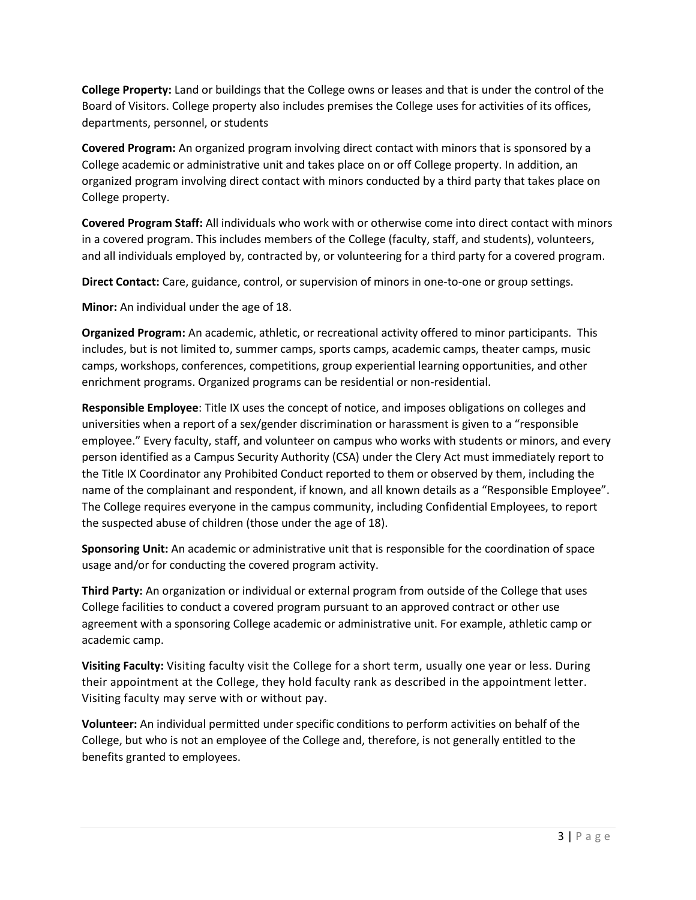**College Property:** Land or buildings that the College owns or leases and that is under the control of the Board of Visitors. College property also includes premises the College uses for activities of its offices, departments, personnel, or students

**Covered Program:** An organized program involving direct contact with minors that is sponsored by a College academic or administrative unit and takes place on or off College property. In addition, an organized program involving direct contact with minors conducted by a third party that takes place on College property.

**Covered Program Staff:** All individuals who work with or otherwise come into direct contact with minors in a covered program. This includes members of the College (faculty, staff, and students), volunteers, and all individuals employed by, contracted by, or volunteering for a third party for a covered program.

**Direct Contact:** Care, guidance, control, or supervision of minors in one-to-one or group settings.

**Minor:** An individual under the age of 18.

**Organized Program:** An academic, athletic, or recreational activity offered to minor participants. This includes, but is not limited to, summer camps, sports camps, academic camps, theater camps, music camps, workshops, conferences, competitions, group experiential learning opportunities, and other enrichment programs. Organized programs can be residential or non-residential.

**Responsible Employee**: Title IX uses the concept of notice, and imposes obligations on colleges and universities when a report of a sex/gender discrimination or harassment is given to a "responsible employee." Every faculty, staff, and volunteer on campus who works with students or minors, and every person identified as a Campus Security Authority (CSA) under the Clery Act must immediately report to the Title IX Coordinator any Prohibited Conduct reported to them or observed by them, including the name of the complainant and respondent, if known, and all known details as a "Responsible Employee". The College requires everyone in the campus community, including Confidential Employees, to report the suspected abuse of children (those under the age of 18).

**Sponsoring Unit:** An academic or administrative unit that is responsible for the coordination of space usage and/or for conducting the covered program activity.

**Third Party:** An organization or individual or external program from outside of the College that uses College facilities to conduct a covered program pursuant to an approved contract or other use agreement with a sponsoring College academic or administrative unit. For example, athletic camp or academic camp.

**Visiting Faculty:** Visiting faculty visit the College for a short term, usually one year or less. During their appointment at the College, they hold faculty rank as described in the appointment letter. Visiting faculty may serve with or without pay.

**Volunteer:** An individual permitted under specific conditions to perform activities on behalf of the College, but who is not an employee of the College and, therefore, is not generally entitled to the benefits granted to employees.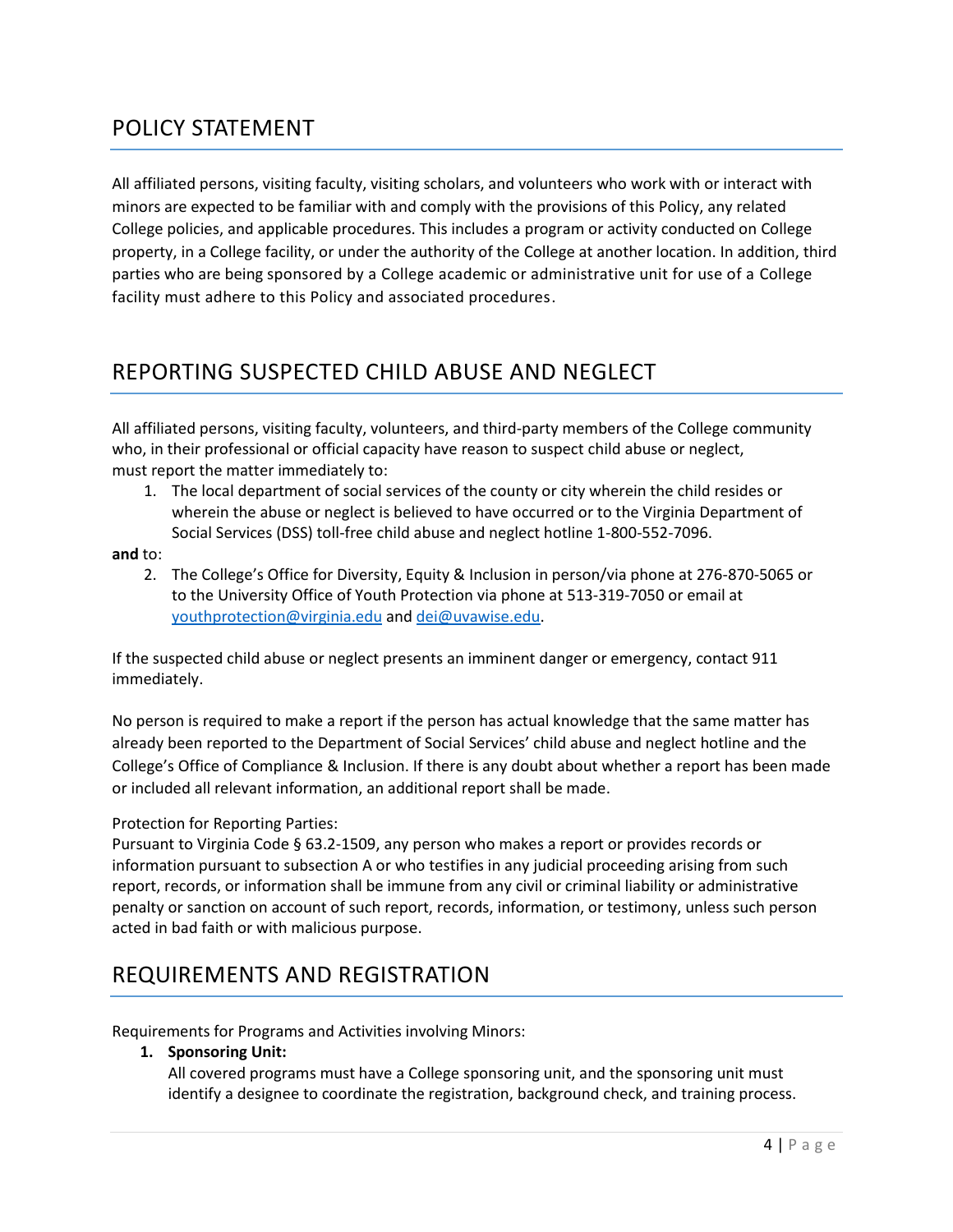## POLICY STATEMENT

All affiliated persons, visiting faculty, visiting scholars, and volunteers who work with or interact with minors are expected to be familiar with and comply with the provisions of this Policy, any related College policies, and applicable procedures. This includes a program or activity conducted on College property, in a College facility, or under the authority of the College at another location. In addition, third parties who are being sponsored by a College academic or administrative unit for use of a College facility must adhere to this Policy and associated procedures.

## REPORTING SUSPECTED CHILD ABUSE AND NEGLECT

All affiliated persons, visiting faculty, volunteers, and third-party members of the College community who, in their professional or official capacity have reason to suspect child abuse or neglect, must report the matter immediately to:

1. The local department of social services of the county or city wherein the child resides or wherein the abuse or neglect is believed to have occurred or to the Virginia Department of Social Services (DSS) toll-free child abuse and neglect hotline 1-800-552-7096.

**and** to:

2. The College's Office for Diversity, Equity & Inclusion in person/via phone at 276-870-5065 or to the University Office of Youth Protection via phone at 513-319-7050 or email at youthprotection@virginia.edu and dei@uvawise.edu.

If the suspected child abuse or neglect presents an imminent danger or emergency, contact 911 immediately.

No person is required to make a report if the person has actual knowledge that the same matter has already been reported to the Department of Social Services' child abuse and neglect hotline and the College's Office of Compliance & Inclusion. If there is any doubt about whether a report has been made or included all relevant information, an additional report shall be made.

Protection for Reporting Parties:
Pursuant to Virginia Code § 63.2-1509, any person who makes a report or provides records or information pursuant to subsection A or who testifies in any judicial proceeding arising from such report, records, or information shall be immune from any civil or criminal liability or administrative penalty or sanction on account of such report, records, information, or testimony, unless such person acted in bad faith or with malicious purpose.

## REQUIREMENTS AND REGISTRATION

Requirements for Programs and Activities involving Minors:

1. **Sponsoring Unit:**
   All covered programs must have a College sponsoring unit, and the sponsoring unit must identify a designee to coordinate the registration, background check, and training process.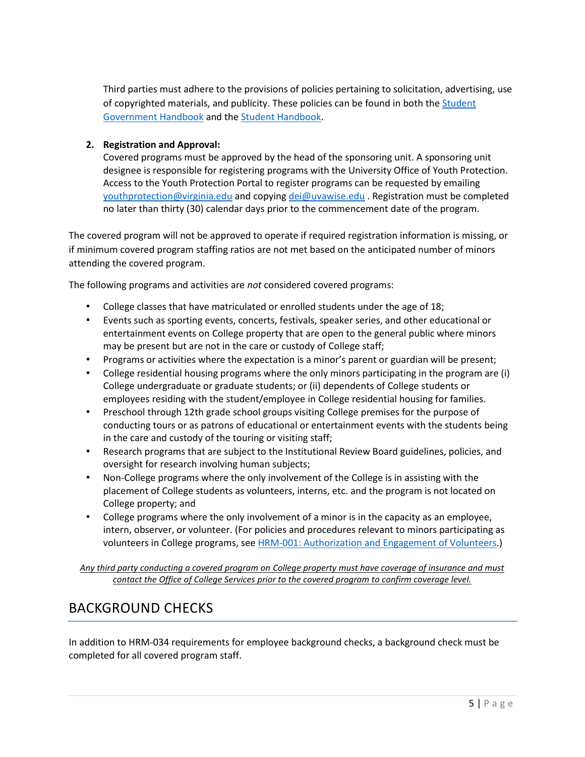Third parties must adhere to the provisions of policies pertaining to solicitation, advertising, use of copyrighted materials, and publicity. These policies can be found in both the [Student Government Handbook]() and the [Student Handbook]().

2. **Registration and Approval:**
   Covered programs must be approved by the head of the sponsoring unit. A sponsoring unit designee is responsible for registering programs with the University Office of Youth Protection. Access to the Youth Protection Portal to register programs can be requested by emailing youthprotection@virginia.edu and copying dei@uvawise.edu . Registration must be completed no later than thirty (30) calendar days prior to the commencement date of the program.

The covered program will not be approved to operate if required registration information is missing, or if minimum covered program staffing ratios are not met based on the anticipated number of minors attending the covered program.

The following programs and activities are *not* considered covered programs:

- College classes that have matriculated or enrolled students under the age of 18;
- Events such as sporting events, concerts, festivals, speaker series, and other educational or entertainment events on College property that are open to the general public where minors may be present but are not in the care or custody of College staff;
- Programs or activities where the expectation is a minor's parent or guardian will be present;
- College residential housing programs where the only minors participating in the program are (i) College undergraduate or graduate students; or (ii) dependents of College students or employees residing with the student/employee in College residential housing for families.
- Preschool through 12th grade school groups visiting College premises for the purpose of conducting tours or as patrons of educational or entertainment events with the students being in the care and custody of the touring or visiting staff;
- Research programs that are subject to the Institutional Review Board guidelines, policies, and oversight for research involving human subjects;
- Non-College programs where the only involvement of the College is in assisting with the placement of College students as volunteers, interns, etc. and the program is not located on College property; and
- College programs where the only involvement of a minor is in the capacity as an employee, intern, observer, or volunteer. (For policies and procedures relevant to minors participating as volunteers in College programs, see [HRM-001: Authorization and Engagement of Volunteers]().)

*Any third party conducting a covered program on College property must have coverage of insurance and must contact the Office of College Services prior to the covered program to confirm coverage level.*

## BACKGROUND CHECKS

In addition to HRM-034 requirements for employee background checks, a background check must be completed for all covered program staff.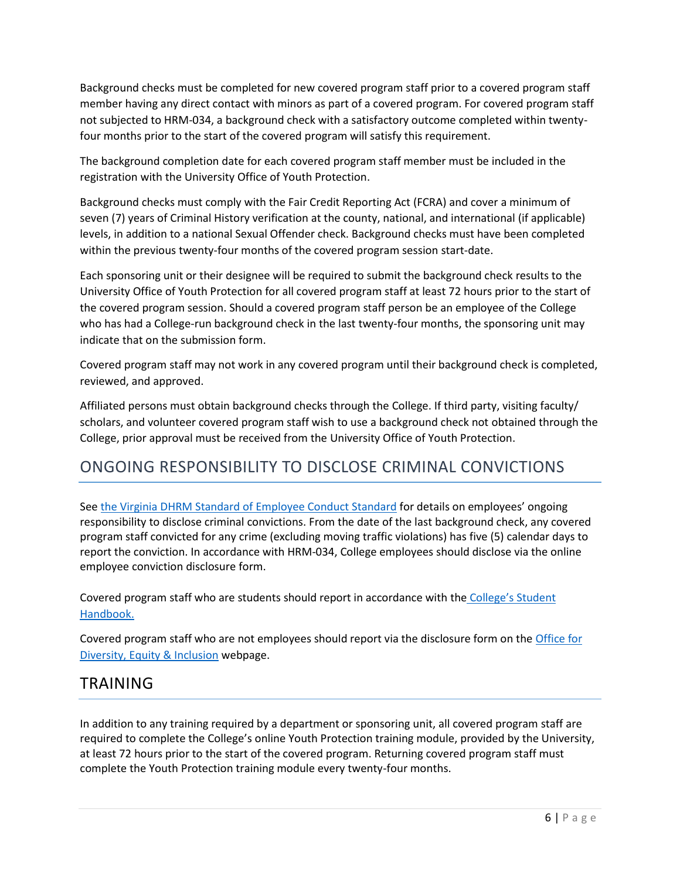Background checks must be completed for new covered program staff prior to a covered program staff member having any direct contact with minors as part of a covered program. For covered program staff not subjected to HRM-034, a background check with a satisfactory outcome completed within twenty-four months prior to the start of the covered program will satisfy this requirement.

The background completion date for each covered program staff member must be included in the registration with the University Office of Youth Protection.

Background checks must comply with the Fair Credit Reporting Act (FCRA) and cover a minimum of seven (7) years of Criminal History verification at the county, national, and international (if applicable) levels, in addition to a national Sexual Offender check. Background checks must have been completed within the previous twenty-four months of the covered program session start-date.

Each sponsoring unit or their designee will be required to submit the background check results to the University Office of Youth Protection for all covered program staff at least 72 hours prior to the start of the covered program session. Should a covered program staff person be an employee of the College who has had a College-run background check in the last twenty-four months, the sponsoring unit may indicate that on the submission form.

Covered program staff may not work in any covered program until their background check is completed, reviewed, and approved.

Affiliated persons must obtain background checks through the College. If third party, visiting faculty/ scholars, and volunteer covered program staff wish to use a background check not obtained through the College, prior approval must be received from the University Office of Youth Protection.

## ONGOING RESPONSIBILITY TO DISCLOSE CRIMINAL CONVICTIONS

See the Virginia DHRM Standard of Employee Conduct Standard for details on employees' ongoing responsibility to disclose criminal convictions. From the date of the last background check, any covered program staff convicted for any crime (excluding moving traffic violations) has five (5) calendar days to report the conviction. In accordance with HRM-034, College employees should disclose via the online employee conviction disclosure form.

Covered program staff who are students should report in accordance with the College's Student Handbook.

Covered program staff who are not employees should report via the disclosure form on the Office for Diversity, Equity & Inclusion webpage.

## TRAINING

In addition to any training required by a department or sponsoring unit, all covered program staff are required to complete the College's online Youth Protection training module, provided by the University, at least 72 hours prior to the start of the covered program. Returning covered program staff must complete the Youth Protection training module every twenty-four months.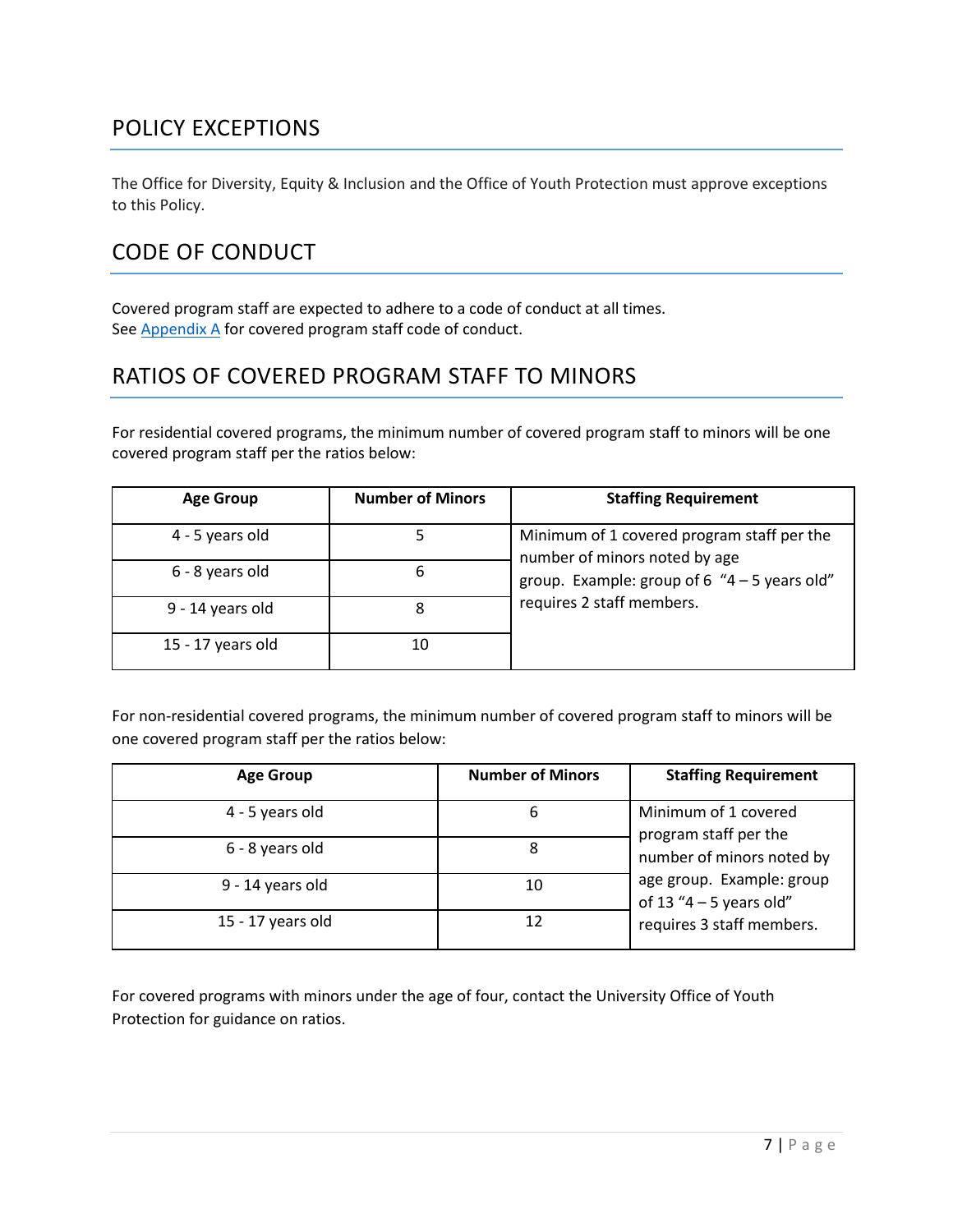## POLICY EXCEPTIONS

The Office for Diversity, Equity & Inclusion and the Office of Youth Protection must approve exceptions to this Policy.

## CODE OF CONDUCT

Covered program staff are expected to adhere to a code of conduct at all times.
See [Appendix A](#) for covered program staff code of conduct.

## RATIOS OF COVERED PROGRAM STAFF TO MINORS

For residential covered programs, the minimum number of covered program staff to minors will be one covered program staff per the ratios below:

| Age Group | Number of Minors | Staffing Requirement |
|---|---|---|
| 4 - 5 years old | 5 | Minimum of 1 covered program staff per the number of minors noted by age group. Example: group of 6 "4 – 5 years old" requires 2 staff members. |
| 6 - 8 years old | 6 | |
| 9 - 14 years old | 8 | |
| 15 - 17 years old | 10 | |

For non-residential covered programs, the minimum number of covered program staff to minors will be one covered program staff per the ratios below:

| Age Group | Number of Minors | Staffing Requirement |
|---|---|---|
| 4 - 5 years old | 6 | Minimum of 1 covered program staff per the number of minors noted by age group. Example: group of 13 "4 – 5 years old" requires 3 staff members. |
| 6 - 8 years old | 8 | |
| 9 - 14 years old | 10 | |
| 15 - 17 years old | 12 | |

For covered programs with minors under the age of four, contact the University Office of Youth Protection for guidance on ratios.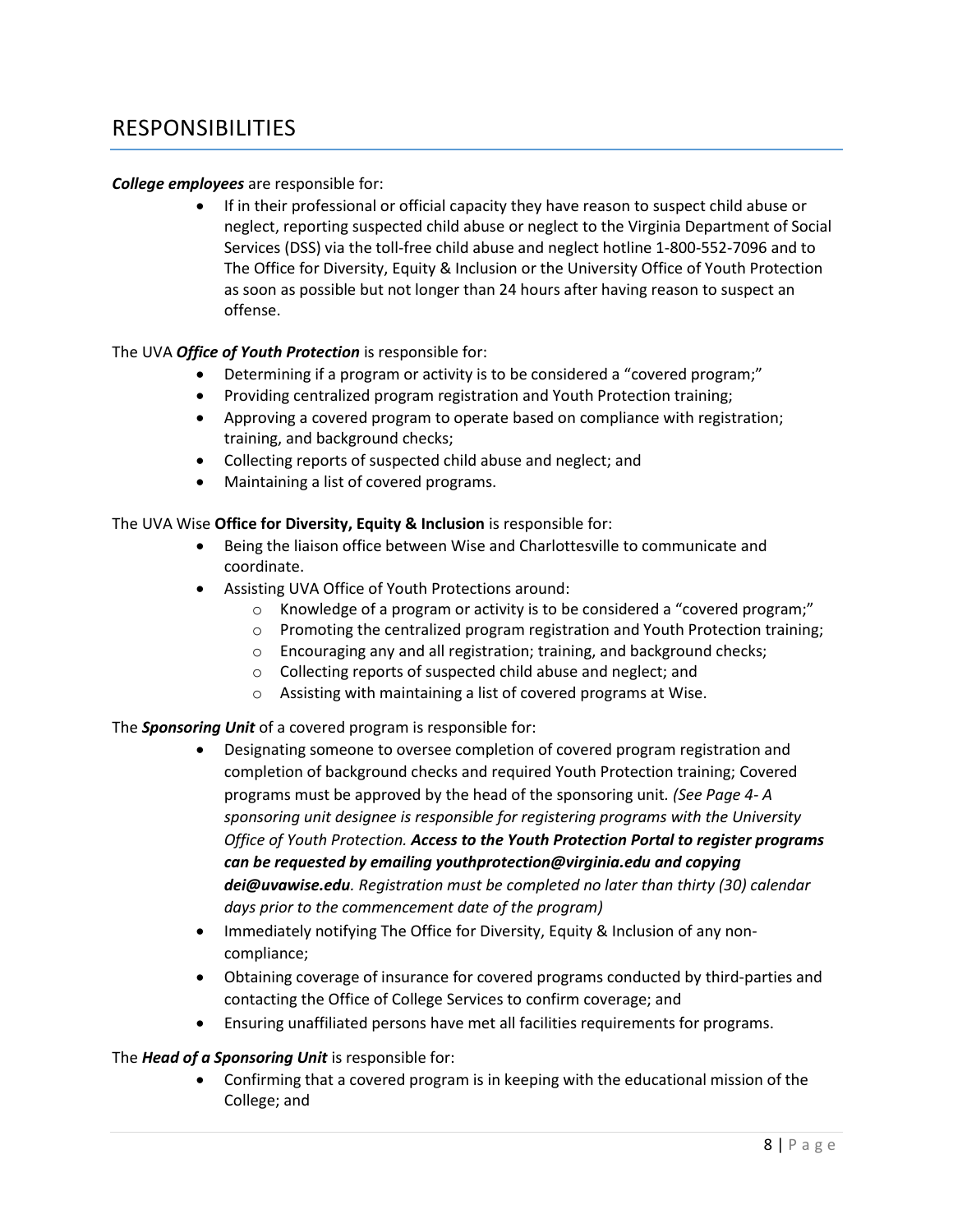## RESPONSIBILITIES

***College employees*** are responsible for:

- If in their professional or official capacity they have reason to suspect child abuse or neglect, reporting suspected child abuse or neglect to the Virginia Department of Social Services (DSS) via the toll-free child abuse and neglect hotline 1-800-552-7096 and to The Office for Diversity, Equity & Inclusion or the University Office of Youth Protection as soon as possible but not longer than 24 hours after having reason to suspect an offense.

The UVA ***Office of Youth Protection*** is responsible for:

- Determining if a program or activity is to be considered a "covered program;"
- Providing centralized program registration and Youth Protection training;
- Approving a covered program to operate based on compliance with registration; training, and background checks;
- Collecting reports of suspected child abuse and neglect; and
- Maintaining a list of covered programs.

The UVA Wise **Office for Diversity, Equity & Inclusion** is responsible for:

- Being the liaison office between Wise and Charlottesville to communicate and coordinate.
- Assisting UVA Office of Youth Protections around:
    - Knowledge of a program or activity is to be considered a "covered program;"
    - Promoting the centralized program registration and Youth Protection training;
    - Encouraging any and all registration; training, and background checks;
    - Collecting reports of suspected child abuse and neglect; and
    - Assisting with maintaining a list of covered programs at Wise.

The ***Sponsoring Unit*** of a covered program is responsible for:

- Designating someone to oversee completion of covered program registration and completion of background checks and required Youth Protection training; Covered programs must be approved by the head of the sponsoring unit. *(See Page 4- A sponsoring unit designee is responsible for registering programs with the University Office of Youth Protection.* ***Access to the Youth Protection Portal to register programs can be requested by emailing youthprotection@virginia.edu and copying dei@uvawise.edu****. Registration must be completed no later than thirty (30) calendar days prior to the commencement date of the program)*
- Immediately notifying The Office for Diversity, Equity & Inclusion of any non-compliance;
- Obtaining coverage of insurance for covered programs conducted by third-parties and contacting the Office of College Services to confirm coverage; and
- Ensuring unaffiliated persons have met all facilities requirements for programs.

The ***Head of a Sponsoring Unit*** is responsible for:

- Confirming that a covered program is in keeping with the educational mission of the College; and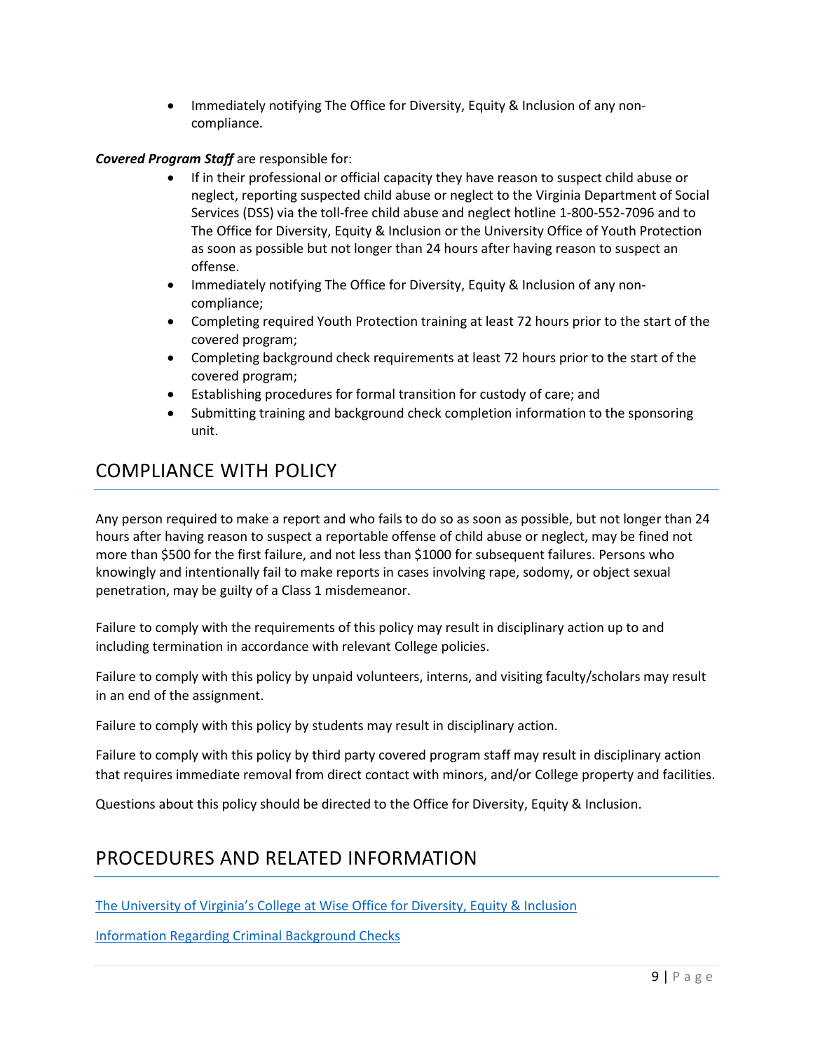- Immediately notifying The Office for Diversity, Equity & Inclusion of any non-compliance.

***Covered Program Staff*** are responsible for:

- If in their professional or official capacity they have reason to suspect child abuse or neglect, reporting suspected child abuse or neglect to the Virginia Department of Social Services (DSS) via the toll-free child abuse and neglect hotline 1-800-552-7096 and to The Office for Diversity, Equity & Inclusion or the University Office of Youth Protection as soon as possible but not longer than 24 hours after having reason to suspect an offense.
- Immediately notifying The Office for Diversity, Equity & Inclusion of any non-compliance;
- Completing required Youth Protection training at least 72 hours prior to the start of the covered program;
- Completing background check requirements at least 72 hours prior to the start of the covered program;
- Establishing procedures for formal transition for custody of care; and
- Submitting training and background check completion information to the sponsoring unit.

## COMPLIANCE WITH POLICY

Any person required to make a report and who fails to do so as soon as possible, but not longer than 24 hours after having reason to suspect a reportable offense of child abuse or neglect, may be fined not more than $500 for the first failure, and not less than $1000 for subsequent failures. Persons who knowingly and intentionally fail to make reports in cases involving rape, sodomy, or object sexual penetration, may be guilty of a Class 1 misdemeanor.

Failure to comply with the requirements of this policy may result in disciplinary action up to and including termination in accordance with relevant College policies.

Failure to comply with this policy by unpaid volunteers, interns, and visiting faculty/scholars may result in an end of the assignment.

Failure to comply with this policy by students may result in disciplinary action.

Failure to comply with this policy by third party covered program staff may result in disciplinary action that requires immediate removal from direct contact with minors, and/or College property and facilities.

Questions about this policy should be directed to the Office for Diversity, Equity & Inclusion.

## PROCEDURES AND RELATED INFORMATION

The University of Virginia's College at Wise Office for Diversity, Equity & Inclusion

Information Regarding Criminal Background Checks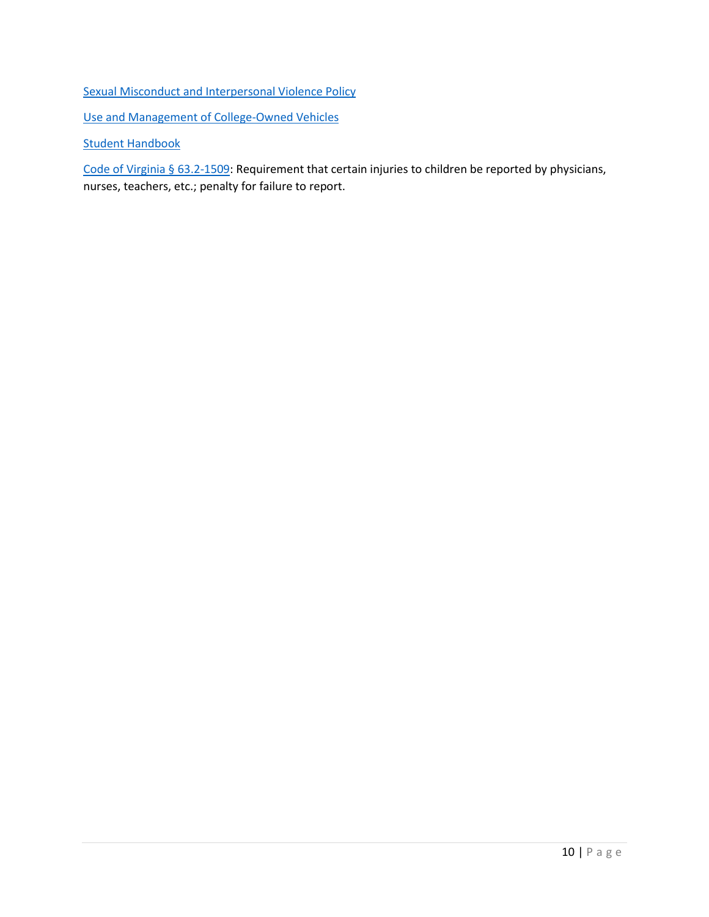Sexual Misconduct and Interpersonal Violence Policy

Use and Management of College-Owned Vehicles

Student Handbook

Code of Virginia § 63.2-1509: Requirement that certain injuries to children be reported by physicians, nurses, teachers, etc.; penalty for failure to report.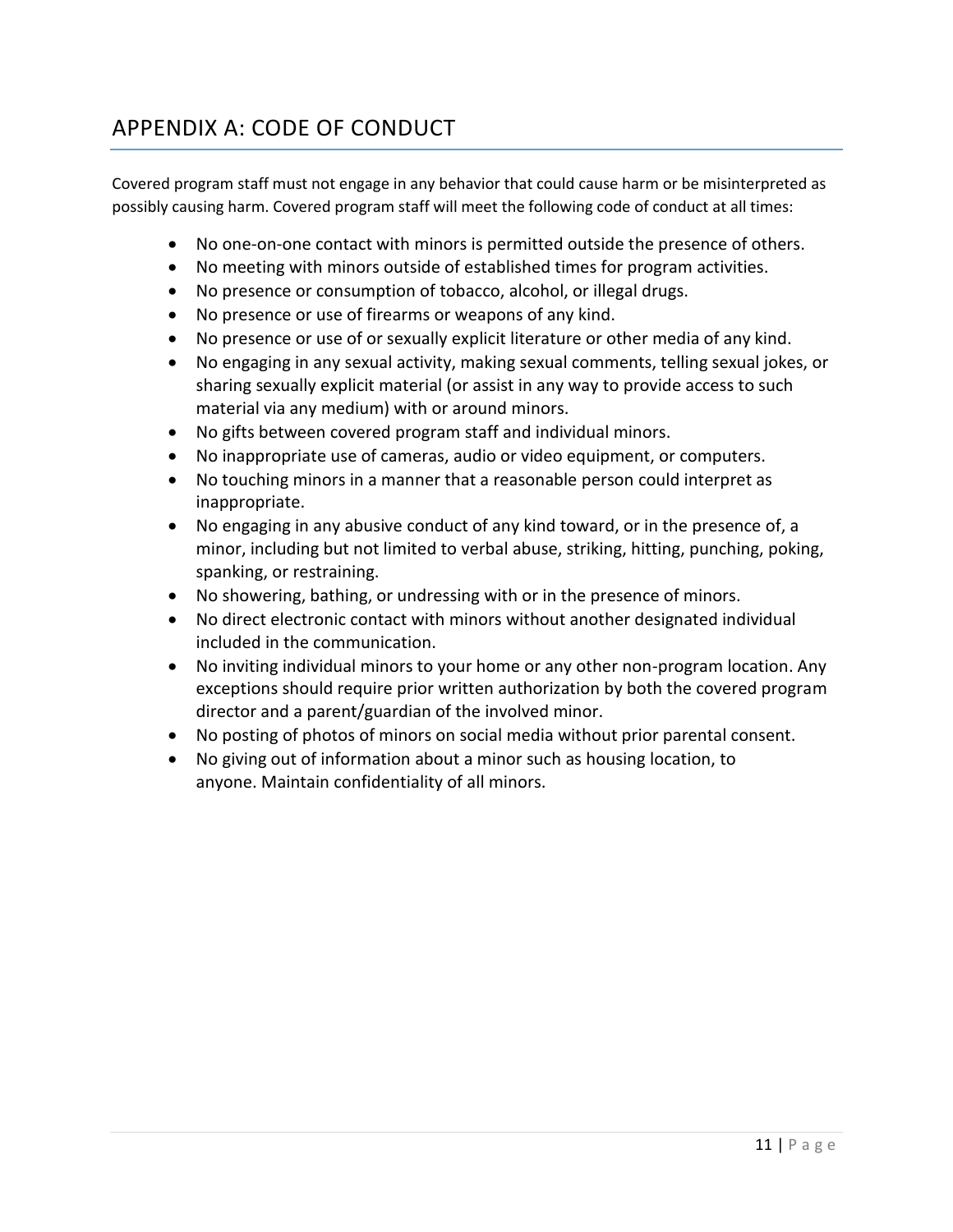## APPENDIX A: CODE OF CONDUCT

Covered program staff must not engage in any behavior that could cause harm or be misinterpreted as possibly causing harm. Covered program staff will meet the following code of conduct at all times:

- No one-on-one contact with minors is permitted outside the presence of others.
- No meeting with minors outside of established times for program activities.
- No presence or consumption of tobacco, alcohol, or illegal drugs.
- No presence or use of firearms or weapons of any kind.
- No presence or use of or sexually explicit literature or other media of any kind.
- No engaging in any sexual activity, making sexual comments, telling sexual jokes, or sharing sexually explicit material (or assist in any way to provide access to such material via any medium) with or around minors.
- No gifts between covered program staff and individual minors.
- No inappropriate use of cameras, audio or video equipment, or computers.
- No touching minors in a manner that a reasonable person could interpret as inappropriate.
- No engaging in any abusive conduct of any kind toward, or in the presence of, a minor, including but not limited to verbal abuse, striking, hitting, punching, poking, spanking, or restraining.
- No showering, bathing, or undressing with or in the presence of minors.
- No direct electronic contact with minors without another designated individual included in the communication.
- No inviting individual minors to your home or any other non-program location. Any exceptions should require prior written authorization by both the covered program director and a parent/guardian of the involved minor.
- No posting of photos of minors on social media without prior parental consent.
- No giving out of information about a minor such as housing location, to anyone. Maintain confidentiality of all minors.